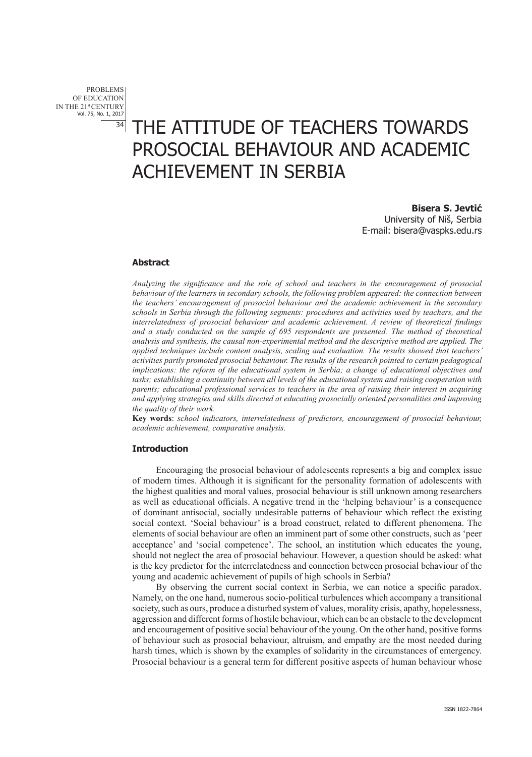# THE ATTITUDE OF TEACHERS TOWARDS PROSOCIAL BEHAVIOUR AND ACADEMIC ACHIEVEMENT IN SERBIA

**Bisera S. Jevtić**
University of Niš, Serbia
E-mail: bisera@vaspks.edu.rs

### Abstract

*Analyzing the significance and the role of school and teachers in the encouragement of prosocial behaviour of the learners in secondary schools, the following problem appeared: the connection between the teachers' encouragement of prosocial behaviour and the academic achievement in the secondary schools in Serbia through the following segments: procedures and activities used by teachers, and the interrelatedness of prosocial behaviour and academic achievement. A review of theoretical findings and a study conducted on the sample of 695 respondents are presented. The method of theoretical analysis and synthesis, the causal non-experimental method and the descriptive method are applied. The applied techniques include content analysis, scaling and evaluation. The results showed that teachers' activities partly promoted prosocial behaviour. The results of the research pointed to certain pedagogical implications: the reform of the educational system in Serbia; a change of educational objectives and tasks; establishing a continuity between all levels of the educational system and raising cooperation with parents; educational professional services to teachers in the area of raising their interest in acquiring and applying strategies and skills directed at educating prosocially oriented personalities and improving the quality of their work.*

**Key words**: *school indicators, interrelatedness of predictors, encouragement of prosocial behaviour, academic achievement, comparative analysis.*

### Introduction

Encouraging the prosocial behaviour of adolescents represents a big and complex issue of modern times. Although it is significant for the personality formation of adolescents with the highest qualities and moral values, prosocial behaviour is still unknown among researchers as well as educational officials. A negative trend in the 'helping behaviour' is a consequence of dominant antisocial, socially undesirable patterns of behaviour which reflect the existing social context. 'Social behaviour' is a broad construct, related to different phenomena. The elements of social behaviour are often an imminent part of some other constructs, such as 'peer acceptance' and 'social competence'. The school, an institution which educates the young, should not neglect the area of prosocial behaviour. However, a question should be asked: what is the key predictor for the interrelatedness and connection between prosocial behaviour of the young and academic achievement of pupils of high schools in Serbia?

By observing the current social context in Serbia, we can notice a specific paradox. Namely, on the one hand, numerous socio-political turbulences which accompany a transitional society, such as ours, produce a disturbed system of values, morality crisis, apathy, hopelessness, aggression and different forms of hostile behaviour, which can be an obstacle to the development and encouragement of positive social behaviour of the young. On the other hand, positive forms of behaviour such as prosocial behaviour, altruism, and empathy are the most needed during harsh times, which is shown by the examples of solidarity in the circumstances of emergency. Prosocial behaviour is a general term for different positive aspects of human behaviour whose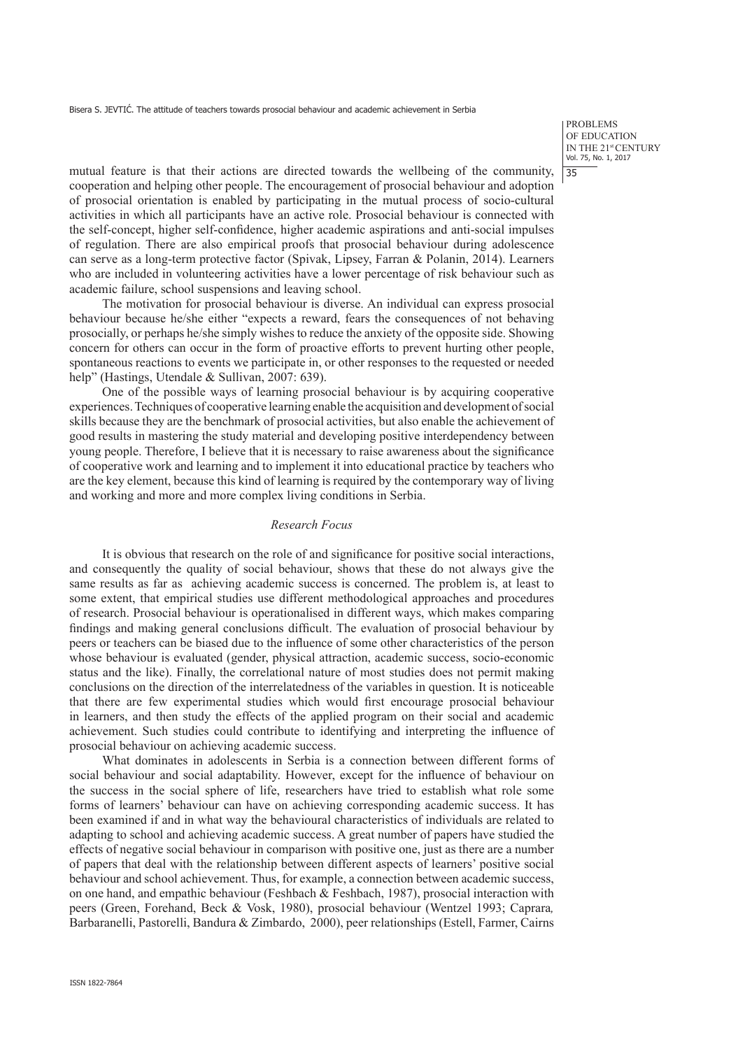mutual feature is that their actions are directed towards the wellbeing of the community, cooperation and helping other people. The encouragement of prosocial behaviour and adoption of prosocial orientation is enabled by participating in the mutual process of socio-cultural activities in which all participants have an active role. Prosocial behaviour is connected with the self-concept, higher self-confidence, higher academic aspirations and anti-social impulses of regulation. There are also empirical proofs that prosocial behaviour during adolescence can serve as a long-term protective factor (Spivak, Lipsey, Farran & Polanin, 2014). Learners who are included in volunteering activities have a lower percentage of risk behaviour such as academic failure, school suspensions and leaving school.

The motivation for prosocial behaviour is diverse. An individual can express prosocial behaviour because he/she either "expects a reward, fears the consequences of not behaving prosocially, or perhaps he/she simply wishes to reduce the anxiety of the opposite side. Showing concern for others can occur in the form of proactive efforts to prevent hurting other people, spontaneous reactions to events we participate in, or other responses to the requested or needed help" (Hastings, Utendale & Sullivan, 2007: 639).

One of the possible ways of learning prosocial behaviour is by acquiring cooperative experiences. Techniques of cooperative learning enable the acquisition and development of social skills because they are the benchmark of prosocial activities, but also enable the achievement of good results in mastering the study material and developing positive interdependency between young people. Therefore, I believe that it is necessary to raise awareness about the significance of cooperative work and learning and to implement it into educational practice by teachers who are the key element, because this kind of learning is required by the contemporary way of living and working and more and more complex living conditions in Serbia.

### *Research Focus*

It is obvious that research on the role of and significance for positive social interactions, and consequently the quality of social behaviour, shows that these do not always give the same results as far as achieving academic success is concerned. The problem is, at least to some extent, that empirical studies use different methodological approaches and procedures of research. Prosocial behaviour is operationalised in different ways, which makes comparing findings and making general conclusions difficult. The evaluation of prosocial behaviour by peers or teachers can be biased due to the influence of some other characteristics of the person whose behaviour is evaluated (gender, physical attraction, academic success, socio-economic status and the like). Finally, the correlational nature of most studies does not permit making conclusions on the direction of the interrelatedness of the variables in question. It is noticeable that there are few experimental studies which would first encourage prosocial behaviour in learners, and then study the effects of the applied program on their social and academic achievement. Such studies could contribute to identifying and interpreting the influence of prosocial behaviour on achieving academic success.

What dominates in adolescents in Serbia is a connection between different forms of social behaviour and social adaptability. However, except for the influence of behaviour on the success in the social sphere of life, researchers have tried to establish what role some forms of learners' behaviour can have on achieving corresponding academic success. It has been examined if and in what way the behavioural characteristics of individuals are related to adapting to school and achieving academic success. A great number of papers have studied the effects of negative social behaviour in comparison with positive one, just as there are a number of papers that deal with the relationship between different aspects of learners' positive social behaviour and school achievement. Thus, for example, a connection between academic success, on one hand, and empathic behaviour (Feshbach & Feshbach, 1987), prosocial interaction with peers (Green, Forehand, Beck & Vosk, 1980), prosocial behaviour (Wentzel 1993; Caprara, Barbaranelli, Pastorelli, Bandura & Zimbardo, 2000), peer relationships (Estell, Farmer, Cairns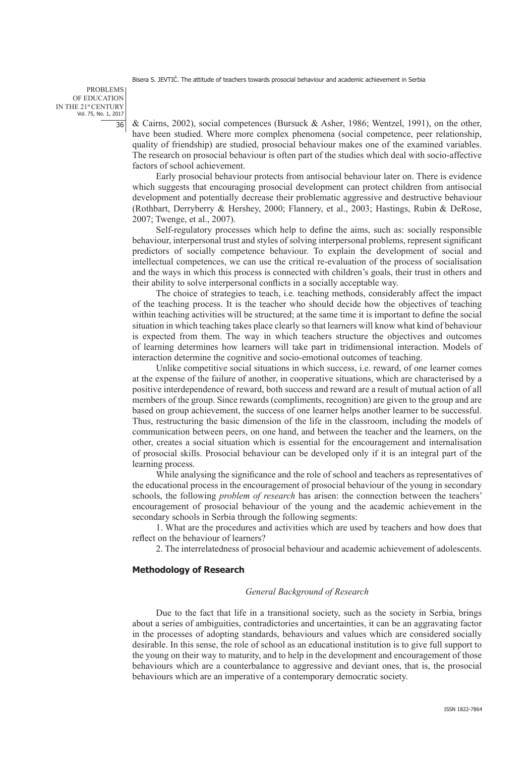& Cairns, 2002), social competences (Bursuck & Asher, 1986; Wentzel, 1991), on the other, have been studied. Where more complex phenomena (social competence, peer relationship, quality of friendship) are studied, prosocial behaviour makes one of the examined variables. The research on prosocial behaviour is often part of the studies which deal with socio-affective factors of school achievement.

Early prosocial behaviour protects from antisocial behaviour later on. There is evidence which suggests that encouraging prosocial development can protect children from antisocial development and potentially decrease their problematic aggressive and destructive behaviour (Rothbart, Derryberry & Hershey, 2000; Flannery, et al., 2003; Hastings, Rubin & DeRose, 2007; Twenge, et al., 2007).

Self-regulatory processes which help to define the aims, such as: socially responsible behaviour, interpersonal trust and styles of solving interpersonal problems, represent significant predictors of socially competence behaviour. To explain the development of social and intellectual competences, we can use the critical re-evaluation of the process of socialisation and the ways in which this process is connected with children's goals, their trust in others and their ability to solve interpersonal conflicts in a socially acceptable way.

The choice of strategies to teach, i.e. teaching methods, considerably affect the impact of the teaching process. It is the teacher who should decide how the objectives of teaching within teaching activities will be structured; at the same time it is important to define the social situation in which teaching takes place clearly so that learners will know what kind of behaviour is expected from them. The way in which teachers structure the objectives and outcomes of learning determines how learners will take part in tridimensional interaction. Models of interaction determine the cognitive and socio-emotional outcomes of teaching.

Unlike competitive social situations in which success, i.e. reward, of one learner comes at the expense of the failure of another, in cooperative situations, which are characterised by a positive interdependence of reward, both success and reward are a result of mutual action of all members of the group. Since rewards (compliments, recognition) are given to the group and are based on group achievement, the success of one learner helps another learner to be successful. Thus, restructuring the basic dimension of the life in the classroom, including the models of communication between peers, on one hand, and between the teacher and the learners, on the other, creates a social situation which is essential for the encouragement and internalisation of prosocial skills. Prosocial behaviour can be developed only if it is an integral part of the learning process.

While analysing the significance and the role of school and teachers as representatives of the educational process in the encouragement of prosocial behaviour of the young in secondary schools, the following *problem of research* has arisen: the connection between the teachers' encouragement of prosocial behaviour of the young and the academic achievement in the secondary schools in Serbia through the following segments:

1. What are the procedures and activities which are used by teachers and how does that reflect on the behaviour of learners?

2. The interrelatedness of prosocial behaviour and academic achievement of adolescents.

## Methodology of Research

### *General Background of Research*

Due to the fact that life in a transitional society, such as the society in Serbia, brings about a series of ambiguities, contradictories and uncertainties, it can be an aggravating factor in the processes of adopting standards, behaviours and values which are considered socially desirable. In this sense, the role of school as an educational institution is to give full support to the young on their way to maturity, and to help in the development and encouragement of those behaviours which are a counterbalance to aggressive and deviant ones, that is, the prosocial behaviours which are an imperative of a contemporary democratic society.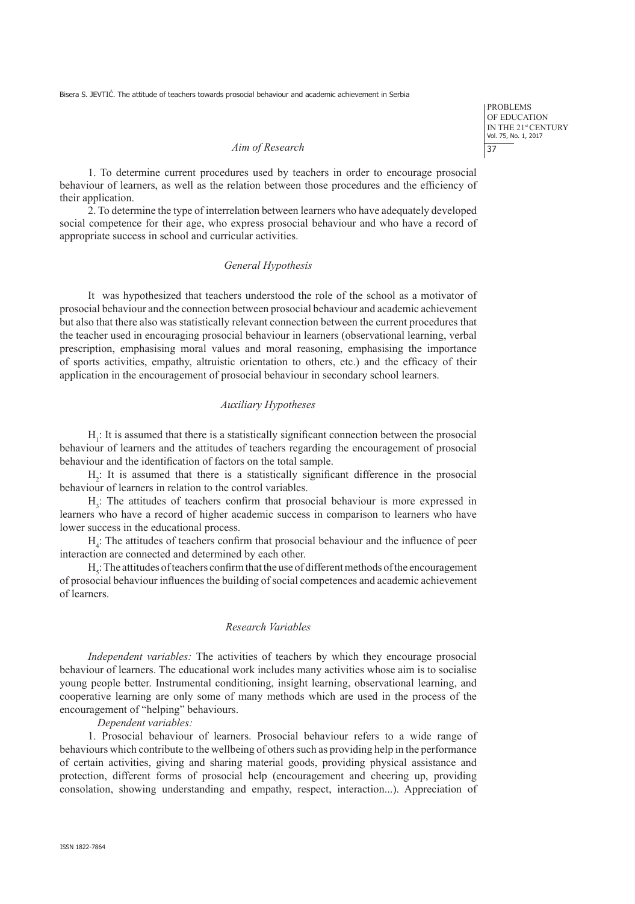### *Aim of Research*

1. To determine current procedures used by teachers in order to encourage prosocial behaviour of learners, as well as the relation between those procedures and the efficiency of their application.

2. To determine the type of interrelation between learners who have adequately developed social competence for their age, who express prosocial behaviour and who have a record of appropriate success in school and curricular activities.

### *General Hypothesis*

It was hypothesized that teachers understood the role of the school as a motivator of prosocial behaviour and the connection between prosocial behaviour and academic achievement but also that there also was statistically relevant connection between the current procedures that the teacher used in encouraging prosocial behaviour in learners (observational learning, verbal prescription, emphasising moral values and moral reasoning, emphasising the importance of sports activities, empathy, altruistic orientation to others, etc.) and the efficacy of their application in the encouragement of prosocial behaviour in secondary school learners.

### *Auxiliary Hypotheses*

$H_1$: It is assumed that there is a statistically significant connection between the prosocial behaviour of learners and the attitudes of teachers regarding the encouragement of prosocial behaviour and the identification of factors on the total sample.

$H_2$: It is assumed that there is a statistically significant difference in the prosocial behaviour of learners in relation to the control variables.

$H_3$: The attitudes of teachers confirm that prosocial behaviour is more expressed in learners who have a record of higher academic success in comparison to learners who have lower success in the educational process.

$H_4$: The attitudes of teachers confirm that prosocial behaviour and the influence of peer interaction are connected and determined by each other.

$H_5$: The attitudes of teachers confirm that the use of different methods of the encouragement of prosocial behaviour influences the building of social competences and academic achievement of learners.

### *Research Variables*

*Independent variables:* The activities of teachers by which they encourage prosocial behaviour of learners. The educational work includes many activities whose aim is to socialise young people better. Instrumental conditioning, insight learning, observational learning, and cooperative learning are only some of many methods which are used in the process of the encouragement of "helping" behaviours.

*Dependent variables:*

1. Prosocial behaviour of learners. Prosocial behaviour refers to a wide range of behaviours which contribute to the wellbeing of others such as providing help in the performance of certain activities, giving and sharing material goods, providing physical assistance and protection, different forms of prosocial help (encouragement and cheering up, providing consolation, showing understanding and empathy, respect, interaction...). Appreciation of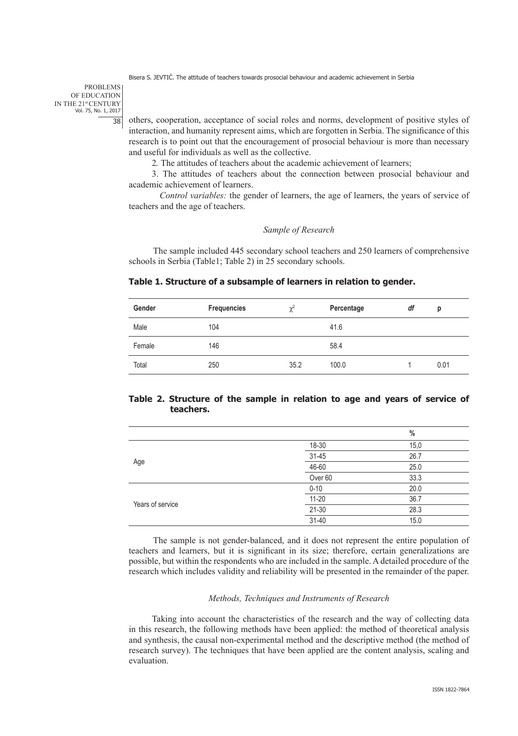others, cooperation, acceptance of social roles and norms, development of positive styles of interaction, and humanity represent aims, which are forgotten in Serbia. The significance of this research is to point out that the encouragement of prosocial behaviour is more than necessary and useful for individuals as well as the collective.

2. The attitudes of teachers about the academic achievement of learners;

3. The attitudes of teachers about the connection between prosocial behaviour and academic achievement of learners.

*Control variables:* the gender of learners, the age of learners, the years of service of teachers and the age of teachers.

### *Sample of Research*

The sample included 445 secondary school teachers and 250 learners of comprehensive schools in Serbia (Table1; Table 2) in 25 secondary schools.

**Table 1. Structure of a subsample of learners in relation to gender.**

| Gender | Frequencies | $\chi^2$ | Percentage | *df* | p |
|---|---|---|---|---|---|
| Male | 104 | | 41.6 | | |
| Female | 146 | | 58.4 | | |
| Total | 250 | 35.2 | 100.0 | 1 | 0.01 |

**Table 2. Structure of the sample in relation to age and years of service of teachers.**

| | | % |
|---|---|---|
| Age | 18-30 | 15,0 |
| | 31-45 | 26.7 |
| | 46-60 | 25.0 |
| | Over 60 | 33.3 |
| Years of service | 0-10 | 20.0 |
| | 11-20 | 36.7 |
| | 21-30 | 28.3 |
| | 31-40 | 15.0 |

The sample is not gender-balanced, and it does not represent the entire population of teachers and learners, but it is significant in its size; therefore, certain generalizations are possible, but within the respondents who are included in the sample. A detailed procedure of the research which includes validity and reliability will be presented in the remainder of the paper.

### *Methods, Techniques and Instruments of Research*

Taking into account the characteristics of the research and the way of collecting data in this research, the following methods have been applied: the method of theoretical analysis and synthesis, the causal non-experimental method and the descriptive method (the method of research survey). The techniques that have been applied are the content analysis, scaling and evaluation.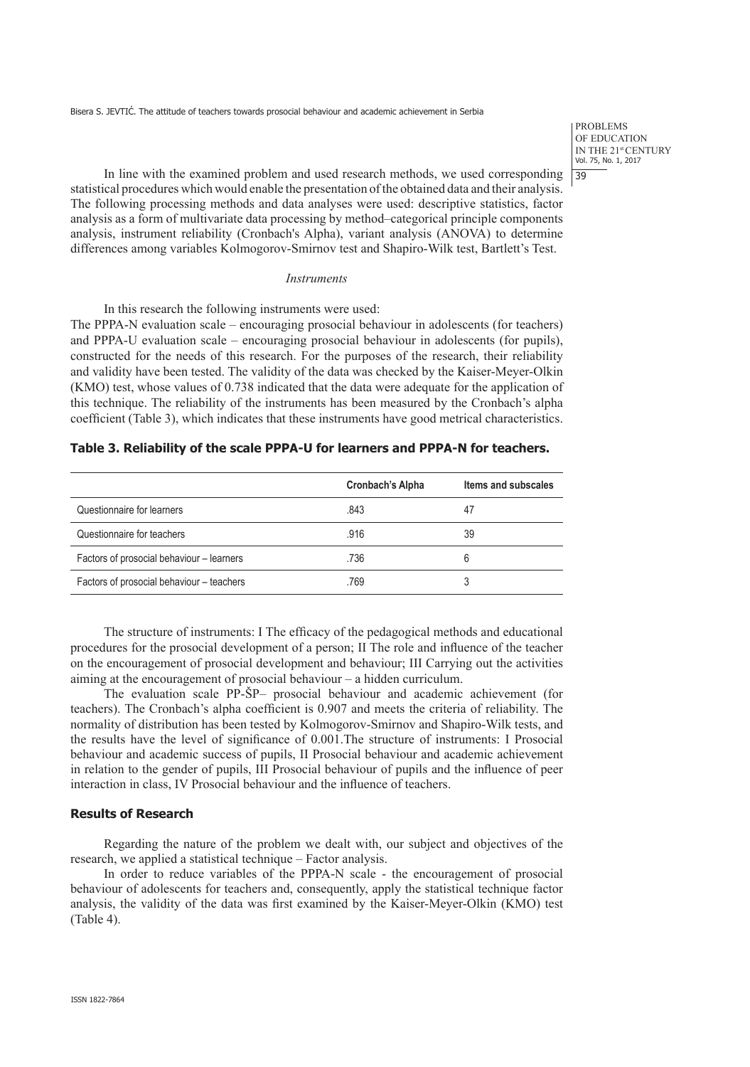In line with the examined problem and used research methods, we used corresponding statistical procedures which would enable the presentation of the obtained data and their analysis. The following processing methods and data analyses were used: descriptive statistics, factor analysis as a form of multivariate data processing by method–categorical principle components analysis, instrument reliability (Cronbach's Alpha), variant analysis (ANOVA) to determine differences among variables Kolmogorov-Smirnov test and Shapiro-Wilk test, Bartlett's Test.

*Instruments*

In this research the following instruments were used:
The PPPA-N evaluation scale – encouraging prosocial behaviour in adolescents (for teachers) and PPPA-U evaluation scale – encouraging prosocial behaviour in adolescents (for pupils), constructed for the needs of this research. For the purposes of the research, their reliability and validity have been tested. The validity of the data was checked by the Kaiser-Meyer-Olkin (KMO) test, whose values of 0.738 indicated that the data were adequate for the application of this technique. The reliability of the instruments has been measured by the Cronbach's alpha coefficient (Table 3), which indicates that these instruments have good metrical characteristics.

**Table 3. Reliability of the scale PPPA-U for learners and PPPA-N for teachers.**

| | Cronbach's Alpha | Items and subscales |
|---|---|---|
| Questionnaire for learners | .843 | 47 |
| Questionnaire for teachers | .916 | 39 |
| Factors of prosocial behaviour – learners | .736 | 6 |
| Factors of prosocial behaviour – teachers | .769 | 3 |

The structure of instruments: I The efficacy of the pedagogical methods and educational procedures for the prosocial development of a person; II The role and influence of the teacher on the encouragement of prosocial development and behaviour; III Carrying out the activities aiming at the encouragement of prosocial behaviour – a hidden curriculum.

The evaluation scale PP-ŠP– prosocial behaviour and academic achievement (for teachers). The Cronbach's alpha coefficient is 0.907 and meets the criteria of reliability. The normality of distribution has been tested by Kolmogorov-Smirnov and Shapiro-Wilk tests, and the results have the level of significance of 0.001.The structure of instruments: I Prosocial behaviour and academic success of pupils, II Prosocial behaviour and academic achievement in relation to the gender of pupils, III Prosocial behaviour of pupils and the influence of peer interaction in class, IV Prosocial behaviour and the influence of teachers.

### Results of Research

Regarding the nature of the problem we dealt with, our subject and objectives of the research, we applied a statistical technique – Factor analysis.

In order to reduce variables of the PPPA-N scale - the encouragement of prosocial behaviour of adolescents for teachers and, consequently, apply the statistical technique factor analysis, the validity of the data was first examined by the Kaiser-Meyer-Olkin (KMO) test (Table 4).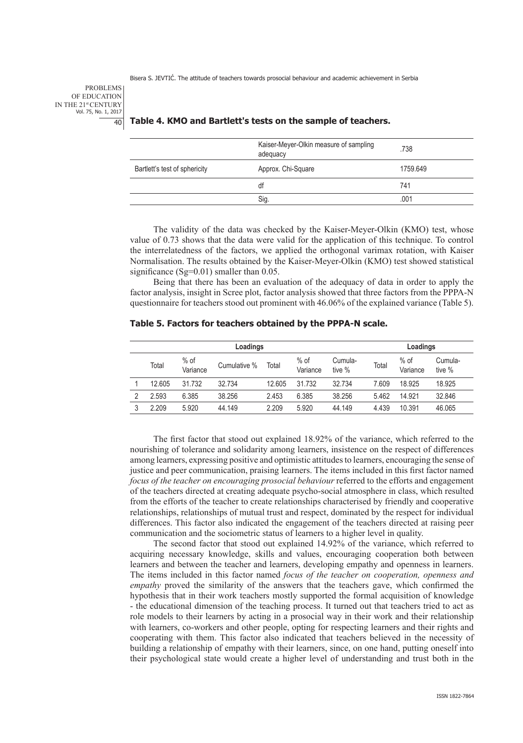**Table 4. KMO and Bartlett's tests on the sample of teachers.**

| | | |
|---|---|---|
| | Kaiser-Meyer-Olkin measure of sampling adequacy | .738 |
| Bartlett's test of sphericity | Approx. Chi-Square | 1759.649 |
| | df | 741 |
| | Sig. | .001 |

The validity of the data was checked by the Kaiser-Meyer-Olkin (KMO) test, whose value of 0.73 shows that the data were valid for the application of this technique. To control the interrelatedness of the factors, we applied the orthogonal varimax rotation, with Kaiser Normalisation. The results obtained by the Kaiser-Meyer-Olkin (KMO) test showed statistical significance (Sg=0.01) smaller than 0.05.

Being that there has been an evaluation of the adequacy of data in order to apply the factor analysis, insight in Scree plot, factor analysis showed that three factors from the PPPA-N questionnaire for teachers stood out prominent with 46.06% of the explained variance (Table 5).

**Table 5. Factors for teachers obtained by the PPPA-N scale.**

| | Loadings | | | | | | Loadings | | |
|---|---|---|---|---|---|---|---|---|---|
| | Total | % of Variance | Cumulative % | Total | % of Variance | Cumulative % | Total | % of Variance | Cumulative % |
| 1 | 12.605 | 31.732 | 32.734 | 12.605 | 31.732 | 32.734 | 7.609 | 18.925 | 18.925 |
| 2 | 2.593 | 6.385 | 38.256 | 2.453 | 6.385 | 38.256 | 5.462 | 14.921 | 32.846 |
| 3 | 2.209 | 5.920 | 44.149 | 2.209 | 5.920 | 44.149 | 4.439 | 10.391 | 46.065 |

The first factor that stood out explained 18.92% of the variance, which referred to the nourishing of tolerance and solidarity among learners, insistence on the respect of differences among learners, expressing positive and optimistic attitudes to learners, encouraging the sense of justice and peer communication, praising learners. The items included in this first factor named *focus of the teacher on encouraging prosocial behaviour* referred to the efforts and engagement of the teachers directed at creating adequate psycho-social atmosphere in class, which resulted from the efforts of the teacher to create relationships characterised by friendly and cooperative relationships, relationships of mutual trust and respect, dominated by the respect for individual differences. This factor also indicated the engagement of the teachers directed at raising peer communication and the sociometric status of learners to a higher level in quality.

The second factor that stood out explained 14.92% of the variance, which referred to acquiring necessary knowledge, skills and values, encouraging cooperation both between learners and between the teacher and learners, developing empathy and openness in learners. The items included in this factor named *focus of the teacher on cooperation, openness and empathy* proved the similarity of the answers that the teachers gave, which confirmed the hypothesis that in their work teachers mostly supported the formal acquisition of knowledge - the educational dimension of the teaching process. It turned out that teachers tried to act as role models to their learners by acting in a prosocial way in their work and their relationship with learners, co-workers and other people, opting for respecting learners and their rights and cooperating with them. This factor also indicated that teachers believed in the necessity of building a relationship of empathy with their learners, since, on one hand, putting oneself into their psychological state would create a higher level of understanding and trust both in the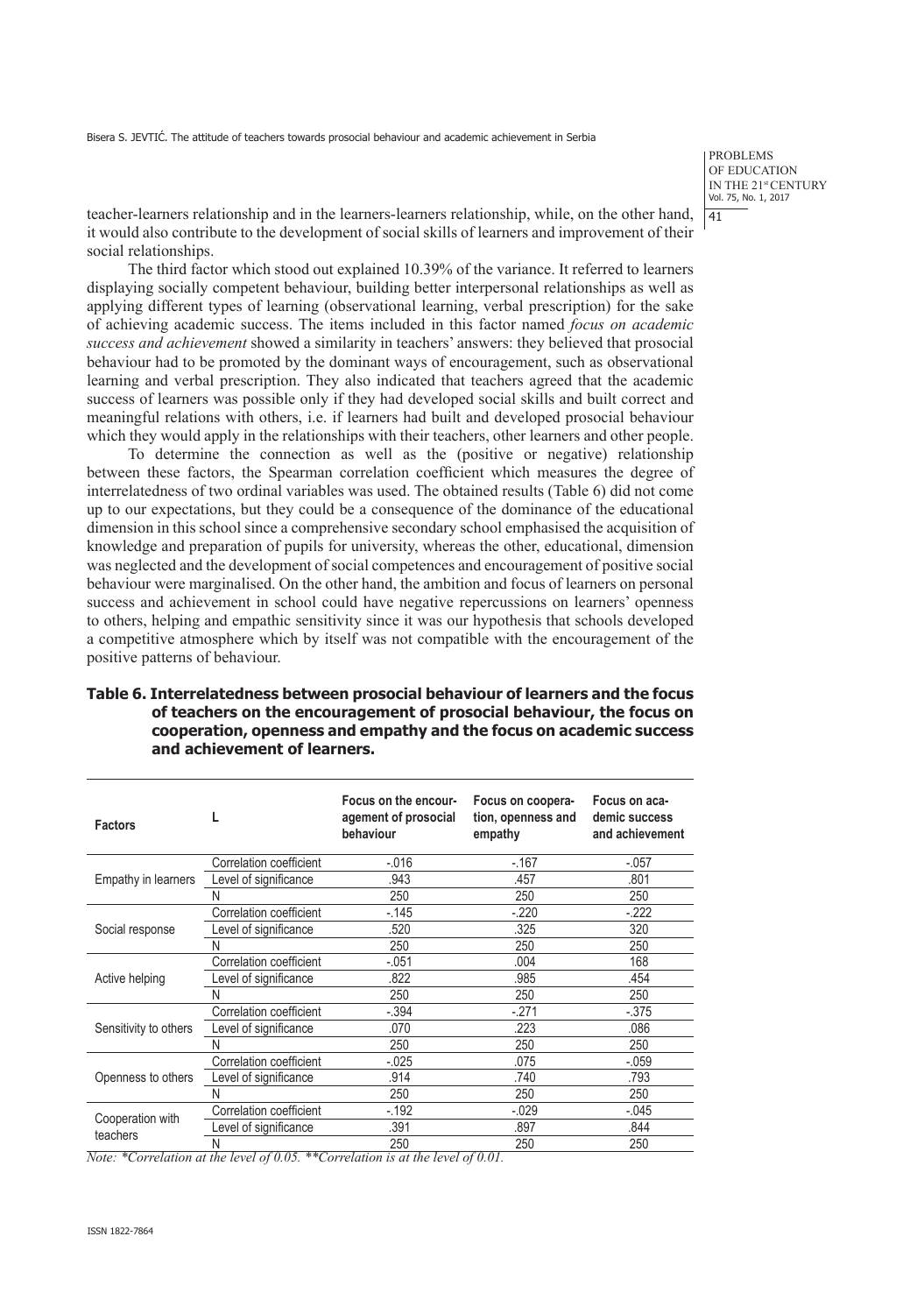teacher-learners relationship and in the learners-learners relationship, while, on the other hand, it would also contribute to the development of social skills of learners and improvement of their social relationships.

The third factor which stood out explained 10.39% of the variance. It referred to learners displaying socially competent behaviour, building better interpersonal relationships as well as applying different types of learning (observational learning, verbal prescription) for the sake of achieving academic success. The items included in this factor named *focus on academic success and achievement* showed a similarity in teachers' answers: they believed that prosocial behaviour had to be promoted by the dominant ways of encouragement, such as observational learning and verbal prescription. They also indicated that teachers agreed that the academic success of learners was possible only if they had developed social skills and built correct and meaningful relations with others, i.e. if learners had built and developed prosocial behaviour which they would apply in the relationships with their teachers, other learners and other people.

To determine the connection as well as the (positive or negative) relationship between these factors, the Spearman correlation coefficient which measures the degree of interrelatedness of two ordinal variables was used. The obtained results (Table 6) did not come up to our expectations, but they could be a consequence of the dominance of the educational dimension in this school since a comprehensive secondary school emphasised the acquisition of knowledge and preparation of pupils for university, whereas the other, educational, dimension was neglected and the development of social competences and encouragement of positive social behaviour were marginalised. On the other hand, the ambition and focus of learners on personal success and achievement in school could have negative repercussions on learners' openness to others, helping and empathic sensitivity since it was our hypothesis that schools developed a competitive atmosphere which by itself was not compatible with the encouragement of the positive patterns of behaviour.

**Table 6. Interrelatedness between prosocial behaviour of learners and the focus of teachers on the encouragement of prosocial behaviour, the focus on cooperation, openness and empathy and the focus on academic success and achievement of learners.**

| Factors | L | Focus on the encouragement of prosocial behaviour | Focus on cooperation, openness and empathy | Focus on academic success and achievement |
|---|---|---|---|---|
| Empathy in learners | Correlation coefficient | -.016 | -.167 | -.057 |
| | Level of significance | .943 | .457 | .801 |
| | N | 250 | 250 | 250 |
| Social response | Correlation coefficient | -.145 | -.220 | -.222 |
| | Level of significance | .520 | .325 | 320 |
| | N | 250 | 250 | 250 |
| Active helping | Correlation coefficient | -.051 | .004 | 168 |
| | Level of significance | .822 | .985 | .454 |
| | N | 250 | 250 | 250 |
| Sensitivity to others | Correlation coefficient | -.394 | -.271 | -.375 |
| | Level of significance | .070 | .223 | .086 |
| | N | 250 | 250 | 250 |
| Openness to others | Correlation coefficient | -.025 | .075 | -.059 |
| | Level of significance | .914 | .740 | .793 |
| | N | 250 | 250 | 250 |
| Cooperation with teachers | Correlation coefficient | -.192 | -.029 | -.045 |
| | Level of significance | .391 | .897 | .844 |
| | N | 250 | 250 | 250 |

*Note: \*Correlation at the level of 0.05. \*\*Correlation is at the level of 0.01.*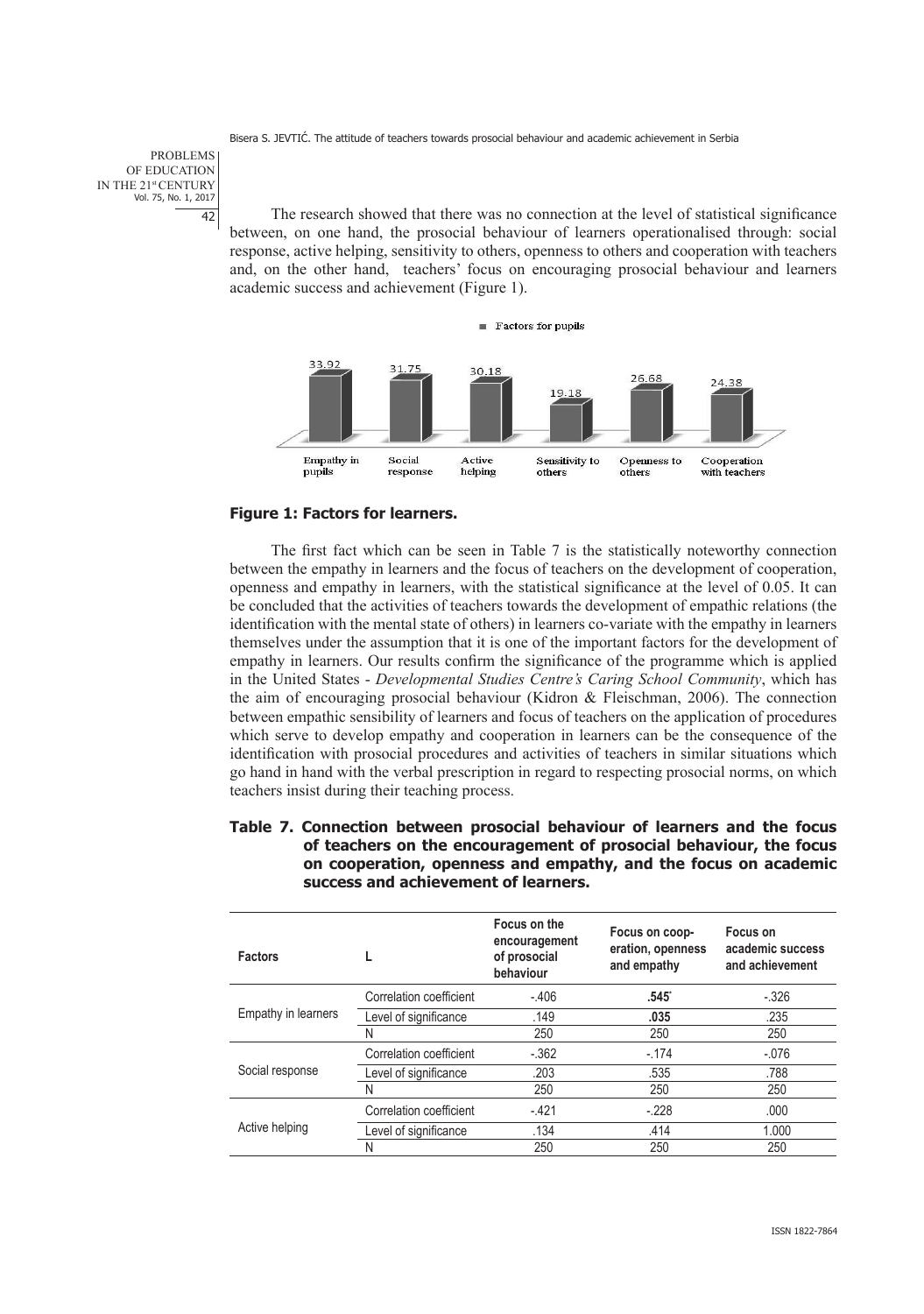The research showed that there was no connection at the level of statistical significance between, on one hand, the prosocial behaviour of learners operationalised through: social response, active helping, sensitivity to others, openness to others and cooperation with teachers and, on the other hand, teachers' focus on encouraging prosocial behaviour and learners academic success and achievement (Figure 1).

**Figure 1: Factors for learners.**

The first fact which can be seen in Table 7 is the statistically noteworthy connection between the empathy in learners and the focus of teachers on the development of cooperation, openness and empathy in learners, with the statistical significance at the level of 0.05. It can be concluded that the activities of teachers towards the development of empathic relations (the identification with the mental state of others) in learners co-variate with the empathy in learners themselves under the assumption that it is one of the important factors for the development of empathy in learners. Our results confirm the significance of the programme which is applied in the United States - *Developmental Studies Centre's Caring School Community*, which has the aim of encouraging prosocial behaviour (Kidron & Fleischman, 2006). The connection between empathic sensibility of learners and focus of teachers on the application of procedures which serve to develop empathy and cooperation in learners can be the consequence of the identification with prosocial procedures and activities of teachers in similar situations which go hand in hand with the verbal prescription in regard to respecting prosocial norms, on which teachers insist during their teaching process.

**Table 7. Connection between prosocial behaviour of learners and the focus of teachers on the encouragement of prosocial behaviour, the focus on cooperation, openness and empathy, and the focus on academic success and achievement of learners.**

| Factors | L | Focus on the encouragement of prosocial behaviour | Focus on cooperation, openness and empathy | Focus on academic success and achievement |
|---|---|---|---|---|
| Empathy in learners | Correlation coefficient | -.406 | **.545*** | -.326 |
| | Level of significance | .149 | **.035** | .235 |
| | N | 250 | 250 | 250 |
| Social response | Correlation coefficient | -.362 | -.174 | -.076 |
| | Level of significance | .203 | .535 | .788 |
| | N | 250 | 250 | 250 |
| Active helping | Correlation coefficient | -.421 | -.228 | .000 |
| | Level of significance | .134 | .414 | 1.000 |
| | N | 250 | 250 | 250 |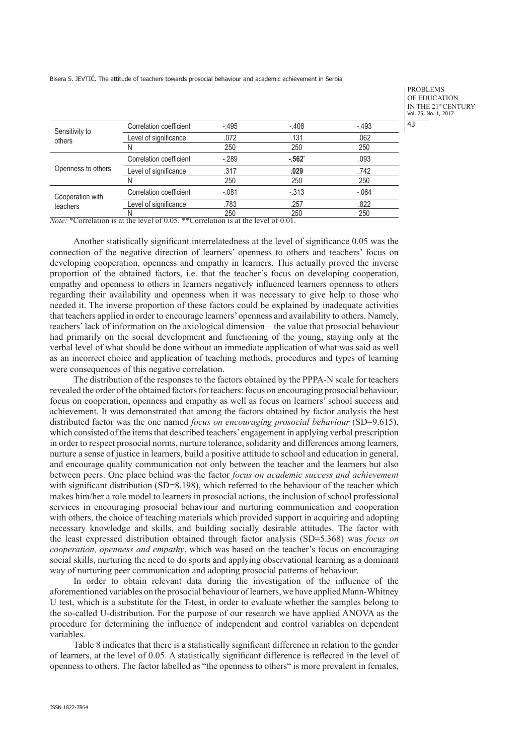| | | | | |
|---|---|---|---|---|
| Sensitivity to others | Correlation coefficient | -.495 | -.408 | -.493 |
| | Level of significance | .072 | .131 | .062 |
| | N | 250 | 250 | 250 |
| Openness to others | Correlation coefficient | -.289 | **-.562***| .093 |
| | Level of significance | .317 | **.029** | .742 |
| | N | 250 | 250 | 250 |
| Cooperation with teachers | Correlation coefficient | -.081 | -.313 | -.064 |
| | Level of significance | .783 | .257 | .822 |
| | N | 250 | 250 | 250 |

*Note:* *Correlation is at the level of 0.05. **Correlation is at the level of 0.01.

Another statistically significant interrelatedness at the level of significance 0.05 was the connection of the negative direction of learners' openness to others and teachers' focus on developing cooperation, openness and empathy in learners. This actually proved the inverse proportion of the obtained factors, i.e. that the teacher's focus on developing cooperation, empathy and openness to others in learners negatively influenced learners openness to others regarding their availability and openness when it was necessary to give help to those who needed it. The inverse proportion of these factors could be explained by inadequate activities that teachers applied in order to encourage learners' openness and availability to others. Namely, teachers' lack of information on the axiological dimension – the value that prosocial behaviour had primarily on the social development and functioning of the young, staying only at the verbal level of what should be done without an immediate application of what was said as well as an incorrect choice and application of teaching methods, procedures and types of learning were consequences of this negative correlation.

The distribution of the responses to the factors obtained by the PPPA-N scale for teachers revealed the order of the obtained factors for teachers: focus on encouraging prosocial behaviour, focus on cooperation, openness and empathy as well as focus on learners' school success and achievement. It was demonstrated that among the factors obtained by factor analysis the best distributed factor was the one named *focus on encouraging prosocial behaviour* (SD=9.615), which consisted of the items that described teachers' engagement in applying verbal prescription in order to respect prosocial norms, nurture tolerance, solidarity and differences among learners, nurture a sense of justice in learners, build a positive attitude to school and education in general, and encourage quality communication not only between the teacher and the learners but also between peers. One place behind was the factor *focus on academic success and achievement* with significant distribution (SD=8.198), which referred to the behaviour of the teacher which makes him/her a role model to learners in prosocial actions, the inclusion of school professional services in encouraging prosocial behaviour and nurturing communication and cooperation with others, the choice of teaching materials which provided support in acquiring and adopting necessary knowledge and skills, and building socially desirable attitudes. The factor with the least expressed distribution obtained through factor analysis (SD=5.368) was *focus on cooperation, openness and empathy*, which was based on the teacher's focus on encouraging social skills, nurturing the need to do sports and applying observational learning as a dominant way of nurturing peer communication and adopting prosocial patterns of behaviour.

In order to obtain relevant data during the investigation of the influence of the aforementioned variables on the prosocial behaviour of learners, we have applied Mann-Whitney U test, which is a substitute for the T-test, in order to evaluate whether the samples belong to the so-called U-distribution. For the purpose of our research we have applied ANOVA as the procedure for determining the influence of independent and control variables on dependent variables.

Table 8 indicates that there is a statistically significant difference in relation to the gender of learners, at the level of 0.05. A statistically significant difference is reflected in the level of openness to others. The factor labelled as "the openness to others" is more prevalent in females,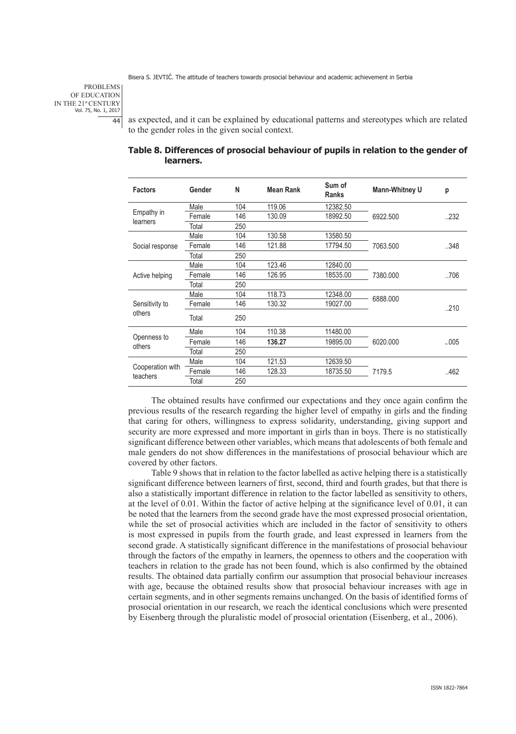as expected, and it can be explained by educational patterns and stereotypes which are related to the gender roles in the given social context.

**Table 8. Differences of prosocial behaviour of pupils in relation to the gender of learners.**

| Factors | Gender | N | Mean Rank | Sum of Ranks | Mann-Whitney U | p |
|---|---|---|---|---|---|---|
| Empathy in learners | Male | 104 | 119.06 | 12382.50 | 6922.500 | ..232 |
| | Female | 146 | 130.09 | 18992.50 | | |
| | Total | 250 | | | | |
| Social response | Male | 104 | 130.58 | 13580.50 | 7063.500 | ..348 |
| | Female | 146 | 121.88 | 17794.50 | | |
| | Total | 250 | | | | |
| Active helping | Male | 104 | 123.46 | 12840.00 | 7380.000 | ..706 |
| | Female | 146 | 126.95 | 18535.00 | | |
| | Total | 250 | | | | |
| Sensitivity to others | Male | 104 | 118.73 | 12348.00 | 6888.000 | ..210 |
| | Female | 146 | 130.32 | 19027.00 | | |
| | Total | 250 | | | | |
| Openness to others | Male | 104 | 110.38 | 11480.00 | 6020.000 | ..005 |
| | Female | 146 | **136.27** | 19895.00 | | |
| | Total | 250 | | | | |
| Cooperation with teachers | Male | 104 | 121.53 | 12639.50 | 7179.5 | ..462 |
| | Female | 146 | 128.33 | 18735.50 | | |
| | Total | 250 | | | | |

The obtained results have confirmed our expectations and they once again confirm the previous results of the research regarding the higher level of empathy in girls and the finding that caring for others, willingness to express solidarity, understanding, giving support and security are more expressed and more important in girls than in boys. There is no statistically significant difference between other variables, which means that adolescents of both female and male genders do not show differences in the manifestations of prosocial behaviour which are covered by other factors.

Table 9 shows that in relation to the factor labelled as active helping there is a statistically significant difference between learners of first, second, third and fourth grades, but that there is also a statistically important difference in relation to the factor labelled as sensitivity to others, at the level of 0.01. Within the factor of active helping at the significance level of 0.01, it can be noted that the learners from the second grade have the most expressed prosocial orientation, while the set of prosocial activities which are included in the factor of sensitivity to others is most expressed in pupils from the fourth grade, and least expressed in learners from the second grade. A statistically significant difference in the manifestations of prosocial behaviour through the factors of the empathy in learners, the openness to others and the cooperation with teachers in relation to the grade has not been found, which is also confirmed by the obtained results. The obtained data partially confirm our assumption that prosocial behaviour increases with age, because the obtained results show that prosocial behaviour increases with age in certain segments, and in other segments remains unchanged. On the basis of identified forms of prosocial orientation in our research, we reach the identical conclusions which were presented by Eisenberg through the pluralistic model of prosocial orientation (Eisenberg, et al., 2006).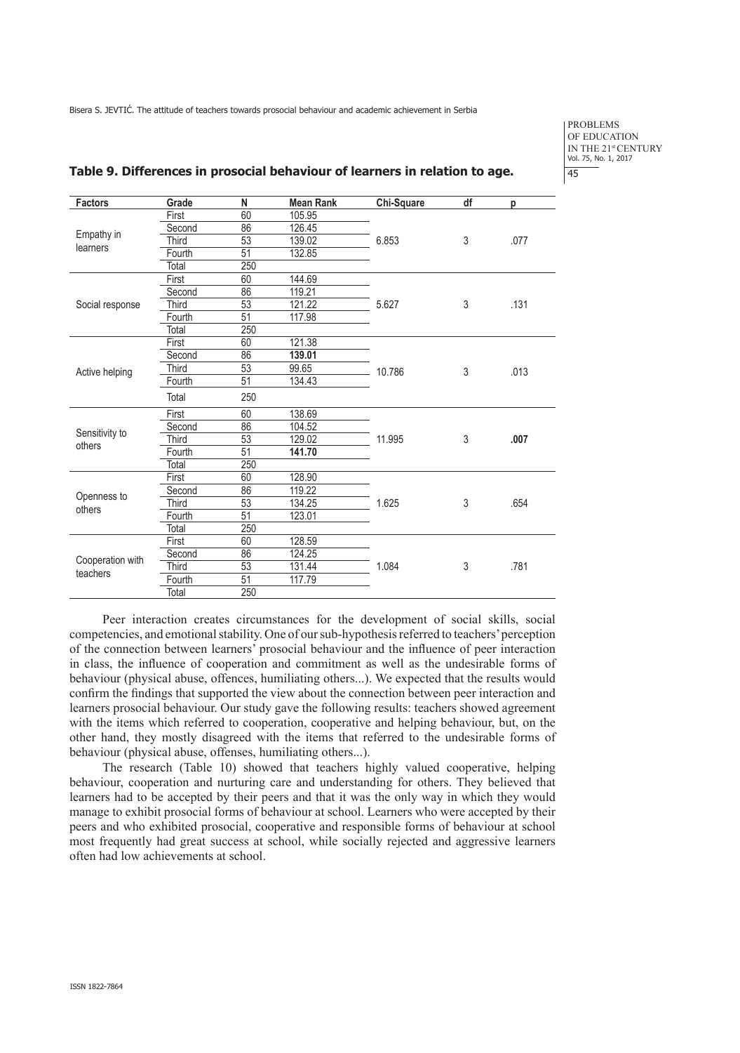**Table 9. Differences in prosocial behaviour of learners in relation to age.**

| Factors | Grade | N | Mean Rank | Chi-Square | df | p |
|---|---|---|---|---|---|---|
| Empathy in learners | First | 60 | 105.95 | 6.853 | 3 | .077 |
| | Second | 86 | 126.45 | | | |
| | Third | 53 | 139.02 | | | |
| | Fourth | 51 | 132.85 | | | |
| | Total | 250 | | | | |
| Social response | First | 60 | 144.69 | 5.627 | 3 | .131 |
| | Second | 86 | 119.21 | | | |
| | Third | 53 | 121.22 | | | |
| | Fourth | 51 | 117.98 | | | |
| | Total | 250 | | | | |
| Active helping | First | 60 | 121.38 | 10.786 | 3 | .013 |
| | Second | 86 | **139.01** | | | |
| | Third | 53 | 99.65 | | | |
| | Fourth | 51 | 134.43 | | | |
| | Total | 250 | | | | |
| Sensitivity to others | First | 60 | 138.69 | 11.995 | 3 | **.007** |
| | Second | 86 | 104.52 | | | |
| | Third | 53 | 129.02 | | | |
| | Fourth | 51 | **141.70** | | | |
| | Total | 250 | | | | |
| Openness to others | First | 60 | 128.90 | 1.625 | 3 | .654 |
| | Second | 86 | 119.22 | | | |
| | Third | 53 | 134.25 | | | |
| | Fourth | 51 | 123.01 | | | |
| | Total | 250 | | | | |
| Cooperation with teachers | First | 60 | 128.59 | 1.084 | 3 | .781 |
| | Second | 86 | 124.25 | | | |
| | Third | 53 | 131.44 | | | |
| | Fourth | 51 | 117.79 | | | |
| | Total | 250 | | | | |

Peer interaction creates circumstances for the development of social skills, social competencies, and emotional stability. One of our sub-hypothesis referred to teachers' perception of the connection between learners' prosocial behaviour and the influence of peer interaction in class, the influence of cooperation and commitment as well as the undesirable forms of behaviour (physical abuse, offences, humiliating others...). We expected that the results would confirm the findings that supported the view about the connection between peer interaction and learners prosocial behaviour. Our study gave the following results: teachers showed agreement with the items which referred to cooperation, cooperative and helping behaviour, but, on the other hand, they mostly disagreed with the items that referred to the undesirable forms of behaviour (physical abuse, offenses, humiliating others...).

The research (Table 10) showed that teachers highly valued cooperative, helping behaviour, cooperation and nurturing care and understanding for others. They believed that learners had to be accepted by their peers and that it was the only way in which they would manage to exhibit prosocial forms of behaviour at school. Learners who were accepted by their peers and who exhibited prosocial, cooperative and responsible forms of behaviour at school most frequently had great success at school, while socially rejected and aggressive learners often had low achievements at school.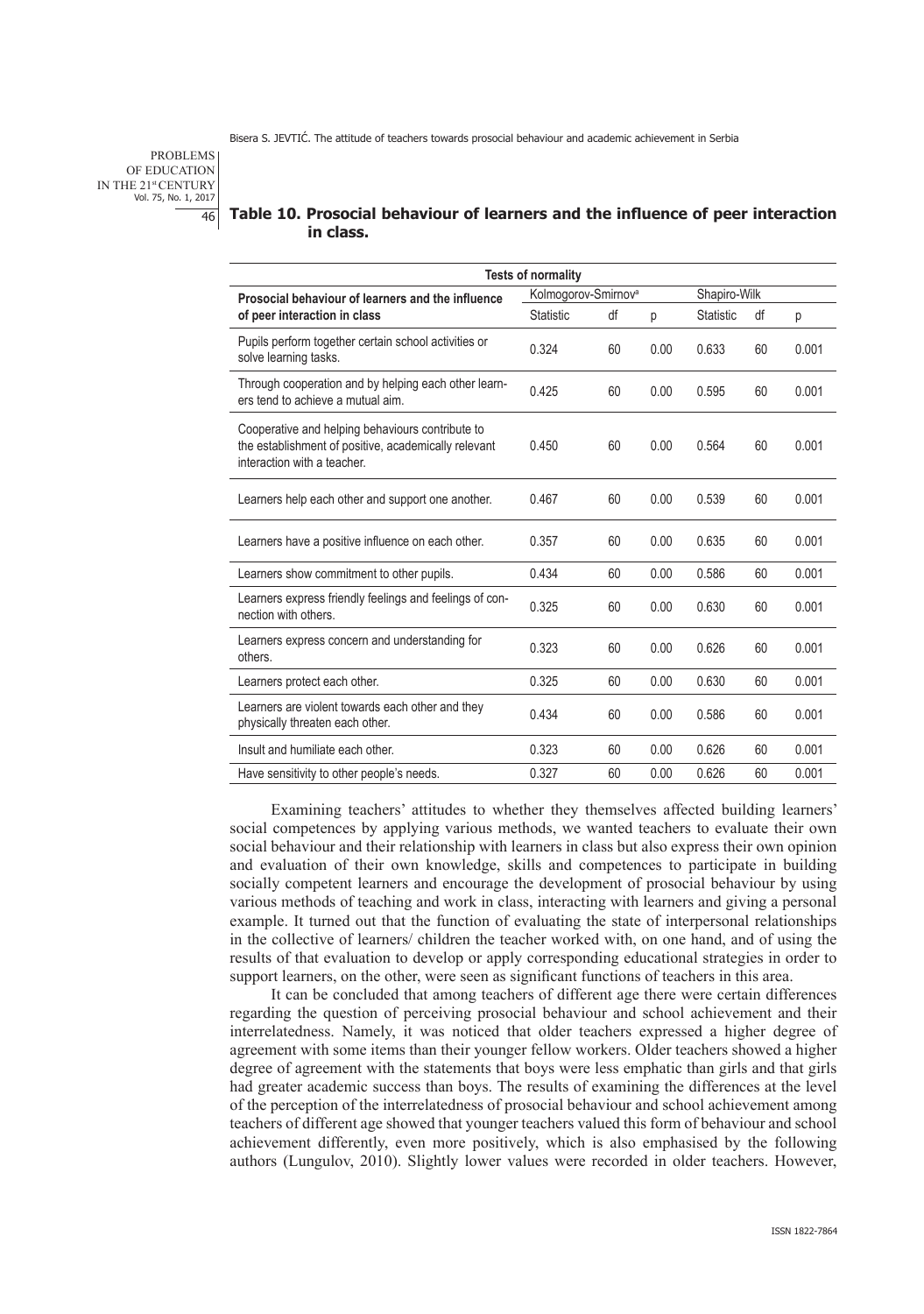**Table 10. Prosocial behaviour of learners and the influence of peer interaction in class.**

| Tests of normality | | | | | | |
|---|---|---|---|---|---|---|
| Prosocial behaviour of learners and the influence of peer interaction in class | Kolmogorov-Smirnov[a] | | | Shapiro-Wilk | | |
| | Statistic | df | p | Statistic | df | p |
| Pupils perform together certain school activities or solve learning tasks. | 0.324 | 60 | 0.00 | 0.633 | 60 | 0.001 |
| Through cooperation and by helping each other learners tend to achieve a mutual aim. | 0.425 | 60 | 0.00 | 0.595 | 60 | 0.001 |
| Cooperative and helping behaviours contribute to the establishment of positive, academically relevant interaction with a teacher. | 0.450 | 60 | 0.00 | 0.564 | 60 | 0.001 |
| Learners help each other and support one another. | 0.467 | 60 | 0.00 | 0.539 | 60 | 0.001 |
| Learners have a positive influence on each other. | 0.357 | 60 | 0.00 | 0.635 | 60 | 0.001 |
| Learners show commitment to other pupils. | 0.434 | 60 | 0.00 | 0.586 | 60 | 0.001 |
| Learners express friendly feelings and feelings of connection with others. | 0.325 | 60 | 0.00 | 0.630 | 60 | 0.001 |
| Learners express concern and understanding for others. | 0.323 | 60 | 0.00 | 0.626 | 60 | 0.001 |
| Learners protect each other. | 0.325 | 60 | 0.00 | 0.630 | 60 | 0.001 |
| Learners are violent towards each other and they physically threaten each other. | 0.434 | 60 | 0.00 | 0.586 | 60 | 0.001 |
| Insult and humiliate each other. | 0.323 | 60 | 0.00 | 0.626 | 60 | 0.001 |
| Have sensitivity to other people's needs. | 0.327 | 60 | 0.00 | 0.626 | 60 | 0.001 |

Examining teachers' attitudes to whether they themselves affected building learners' social competences by applying various methods, we wanted teachers to evaluate their own social behaviour and their relationship with learners in class but also express their own opinion and evaluation of their own knowledge, skills and competences to participate in building socially competent learners and encourage the development of prosocial behaviour by using various methods of teaching and work in class, interacting with learners and giving a personal example. It turned out that the function of evaluating the state of interpersonal relationships in the collective of learners/ children the teacher worked with, on one hand, and of using the results of that evaluation to develop or apply corresponding educational strategies in order to support learners, on the other, were seen as significant functions of teachers in this area.

It can be concluded that among teachers of different age there were certain differences regarding the question of perceiving prosocial behaviour and school achievement and their interrelatedness. Namely, it was noticed that older teachers expressed a higher degree of agreement with some items than their younger fellow workers. Older teachers showed a higher degree of agreement with the statements that boys were less emphatic than girls and that girls had greater academic success than boys. The results of examining the differences at the level of the perception of the interrelatedness of prosocial behaviour and school achievement among teachers of different age showed that younger teachers valued this form of behaviour and school achievement differently, even more positively, which is also emphasised by the following authors (Lungulov, 2010). Slightly lower values were recorded in older teachers. However,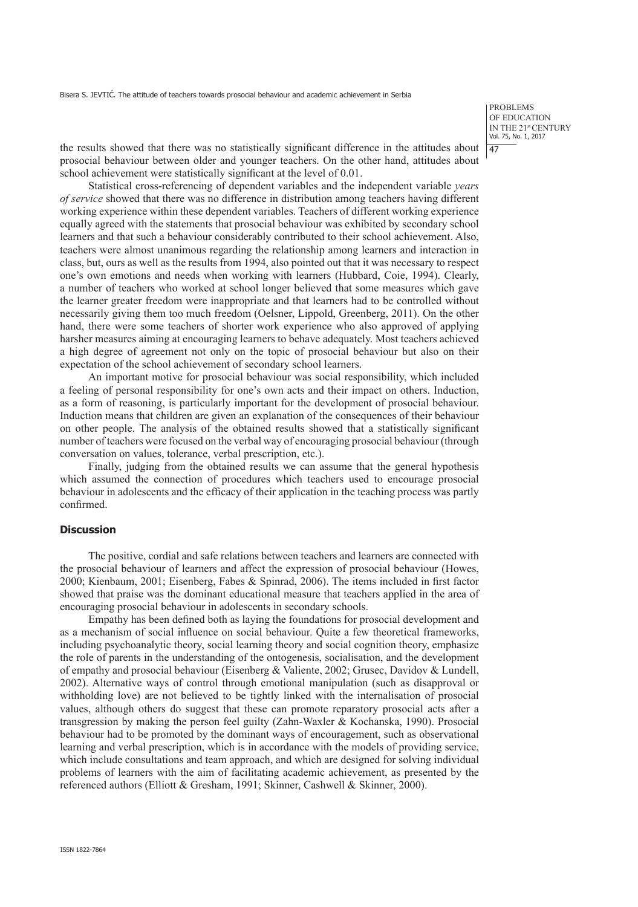the results showed that there was no statistically significant difference in the attitudes about prosocial behaviour between older and younger teachers. On the other hand, attitudes about school achievement were statistically significant at the level of 0.01.

Statistical cross-referencing of dependent variables and the independent variable *years of service* showed that there was no difference in distribution among teachers having different working experience within these dependent variables. Teachers of different working experience equally agreed with the statements that prosocial behaviour was exhibited by secondary school learners and that such a behaviour considerably contributed to their school achievement. Also, teachers were almost unanimous regarding the relationship among learners and interaction in class, but, ours as well as the results from 1994, also pointed out that it was necessary to respect one's own emotions and needs when working with learners (Hubbard, Coie, 1994). Clearly, a number of teachers who worked at school longer believed that some measures which gave the learner greater freedom were inappropriate and that learners had to be controlled without necessarily giving them too much freedom (Oelsner, Lippold, Greenberg, 2011). On the other hand, there were some teachers of shorter work experience who also approved of applying harsher measures aiming at encouraging learners to behave adequately. Most teachers achieved a high degree of agreement not only on the topic of prosocial behaviour but also on their expectation of the school achievement of secondary school learners.

An important motive for prosocial behaviour was social responsibility, which included a feeling of personal responsibility for one's own acts and their impact on others. Induction, as a form of reasoning, is particularly important for the development of prosocial behaviour. Induction means that children are given an explanation of the consequences of their behaviour on other people. The analysis of the obtained results showed that a statistically significant number of teachers were focused on the verbal way of encouraging prosocial behaviour (through conversation on values, tolerance, verbal prescription, etc.).

Finally, judging from the obtained results we can assume that the general hypothesis which assumed the connection of procedures which teachers used to encourage prosocial behaviour in adolescents and the efficacy of their application in the teaching process was partly confirmed.

## Discussion

The positive, cordial and safe relations between teachers and learners are connected with the prosocial behaviour of learners and affect the expression of prosocial behaviour (Howes, 2000; Kienbaum, 2001; Eisenberg, Fabes & Spinrad, 2006). The items included in first factor showed that praise was the dominant educational measure that teachers applied in the area of encouraging prosocial behaviour in adolescents in secondary schools.

Empathy has been defined both as laying the foundations for prosocial development and as a mechanism of social influence on social behaviour. Quite a few theoretical frameworks, including psychoanalytic theory, social learning theory and social cognition theory, emphasize the role of parents in the understanding of the ontogenesis, socialisation, and the development of empathy and prosocial behaviour (Eisenberg & Valiente, 2002; Grusec, Davidov & Lundell, 2002). Alternative ways of control through emotional manipulation (such as disapproval or withholding love) are not believed to be tightly linked with the internalisation of prosocial values, although others do suggest that these can promote reparatory prosocial acts after a transgression by making the person feel guilty (Zahn-Waxler & Kochanska, 1990). Prosocial behaviour had to be promoted by the dominant ways of encouragement, such as observational learning and verbal prescription, which is in accordance with the models of providing service, which include consultations and team approach, and which are designed for solving individual problems of learners with the aim of facilitating academic achievement, as presented by the referenced authors (Elliott & Gresham, 1991; Skinner, Cashwell & Skinner, 2000).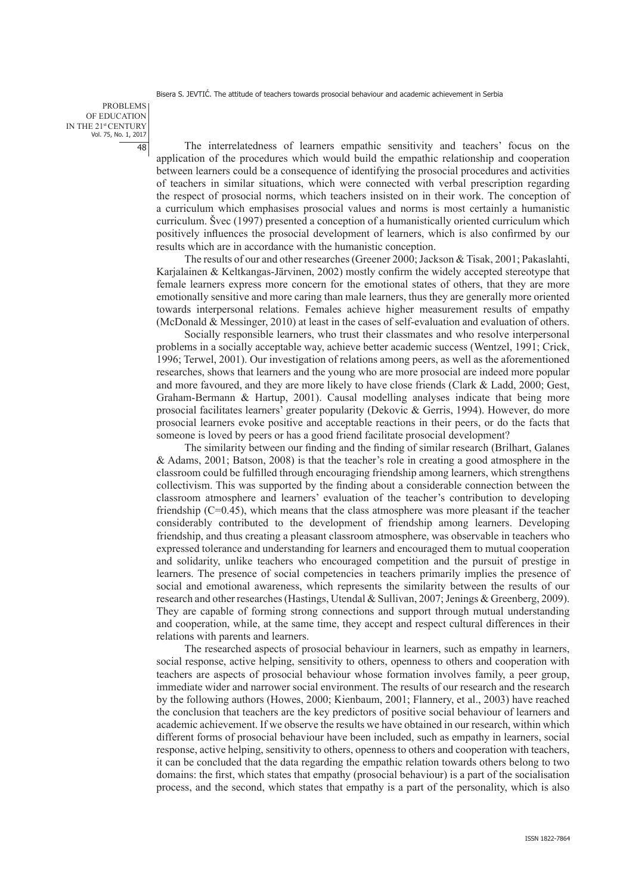The interrelatedness of learners empathic sensitivity and teachers' focus on the application of the procedures which would build the empathic relationship and cooperation between learners could be a consequence of identifying the prosocial procedures and activities of teachers in similar situations, which were connected with verbal prescription regarding the respect of prosocial norms, which teachers insisted on in their work. The conception of a curriculum which emphasises prosocial values and norms is most certainly a humanistic curriculum. Švec (1997) presented a conception of a humanistically oriented curriculum which positively influences the prosocial development of learners, which is also confirmed by our results which are in accordance with the humanistic conception.

The results of our and other researches (Greener 2000; Jackson & Tisak, 2001; Pakaslahti, Karjalainen & Keltkangas-Järvinen, 2002) mostly confirm the widely accepted stereotype that female learners express more concern for the emotional states of others, that they are more emotionally sensitive and more caring than male learners, thus they are generally more oriented towards interpersonal relations. Females achieve higher measurement results of empathy (McDonald & Messinger, 2010) at least in the cases of self-evaluation and evaluation of others.

Socially responsible learners, who trust their classmates and who resolve interpersonal problems in a socially acceptable way, achieve better academic success (Wentzel, 1991; Crick, 1996; Terwel, 2001). Our investigation of relations among peers, as well as the aforementioned researches, shows that learners and the young who are more prosocial are indeed more popular and more favoured, and they are more likely to have close friends (Clark & Ladd, 2000; Gest, Graham-Bermann & Hartup, 2001). Causal modelling analyses indicate that being more prosocial facilitates learners' greater popularity (Dekovic & Gerris, 1994). However, do more prosocial learners evoke positive and acceptable reactions in their peers, or do the facts that someone is loved by peers or has a good friend facilitate prosocial development?

The similarity between our finding and the finding of similar research (Brilhart, Galanes & Adams, 2001; Batson, 2008) is that the teacher's role in creating a good atmosphere in the classroom could be fulfilled through encouraging friendship among learners, which strengthens collectivism. This was supported by the finding about a considerable connection between the classroom atmosphere and learners' evaluation of the teacher's contribution to developing friendship ($C=0.45$), which means that the class atmosphere was more pleasant if the teacher considerably contributed to the development of friendship among learners. Developing friendship, and thus creating a pleasant classroom atmosphere, was observable in teachers who expressed tolerance and understanding for learners and encouraged them to mutual cooperation and solidarity, unlike teachers who encouraged competition and the pursuit of prestige in learners. The presence of social competencies in teachers primarily implies the presence of social and emotional awareness, which represents the similarity between the results of our research and other researches (Hastings, Utendal & Sullivan, 2007; Jenings & Greenberg, 2009). They are capable of forming strong connections and support through mutual understanding and cooperation, while, at the same time, they accept and respect cultural differences in their relations with parents and learners.

The researched aspects of prosocial behaviour in learners, such as empathy in learners, social response, active helping, sensitivity to others, openness to others and cooperation with teachers are aspects of prosocial behaviour whose formation involves family, a peer group, immediate wider and narrower social environment. The results of our research and the research by the following authors (Howes, 2000; Kienbaum, 2001; Flannery, et al., 2003) have reached the conclusion that teachers are the key predictors of positive social behaviour of learners and academic achievement. If we observe the results we have obtained in our research, within which different forms of prosocial behaviour have been included, such as empathy in learners, social response, active helping, sensitivity to others, openness to others and cooperation with teachers, it can be concluded that the data regarding the empathic relation towards others belong to two domains: the first, which states that empathy (prosocial behaviour) is a part of the socialisation process, and the second, which states that empathy is a part of the personality, which is also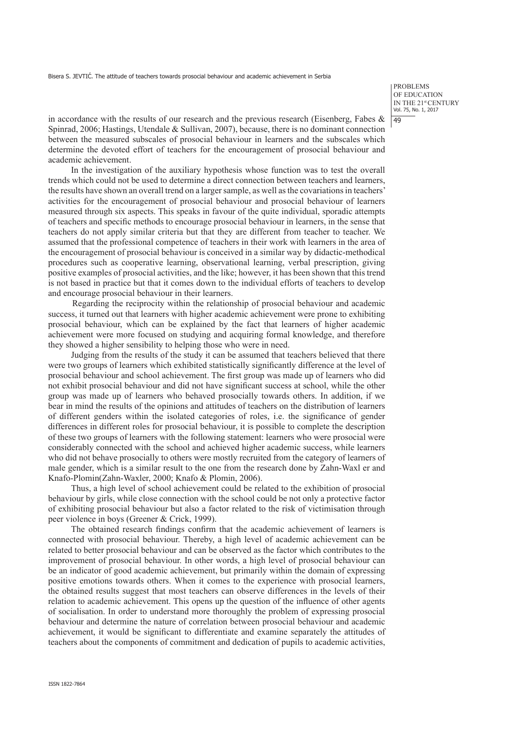in accordance with the results of our research and the previous research (Eisenberg, Fabes & Spinrad, 2006; Hastings, Utendale & Sullivan, 2007), because, there is no dominant connection between the measured subscales of prosocial behaviour in learners and the subscales which determine the devoted effort of teachers for the encouragement of prosocial behaviour and academic achievement.

In the investigation of the auxiliary hypothesis whose function was to test the overall trends which could not be used to determine a direct connection between teachers and learners, the results have shown an overall trend on a larger sample, as well as the covariations in teachers' activities for the encouragement of prosocial behaviour and prosocial behaviour of learners measured through six aspects. This speaks in favour of the quite individual, sporadic attempts of teachers and specific methods to encourage prosocial behaviour in learners, in the sense that teachers do not apply similar criteria but that they are different from teacher to teacher. We assumed that the professional competence of teachers in their work with learners in the area of the encouragement of prosocial behaviour is conceived in a similar way by didactic-methodical procedures such as cooperative learning, observational learning, verbal prescription, giving positive examples of prosocial activities, and the like; however, it has been shown that this trend is not based in practice but that it comes down to the individual efforts of teachers to develop and encourage prosocial behaviour in their learners.

Regarding the reciprocity within the relationship of prosocial behaviour and academic success, it turned out that learners with higher academic achievement were prone to exhibiting prosocial behaviour, which can be explained by the fact that learners of higher academic achievement were more focused on studying and acquiring formal knowledge, and therefore they showed a higher sensibility to helping those who were in need.

Judging from the results of the study it can be assumed that teachers believed that there were two groups of learners which exhibited statistically significantly difference at the level of prosocial behaviour and school achievement. The first group was made up of learners who did not exhibit prosocial behaviour and did not have significant success at school, while the other group was made up of learners who behaved prosocially towards others. In addition, if we bear in mind the results of the opinions and attitudes of teachers on the distribution of learners of different genders within the isolated categories of roles, i.e. the significance of gender differences in different roles for prosocial behaviour, it is possible to complete the description of these two groups of learners with the following statement: learners who were prosocial were considerably connected with the school and achieved higher academic success, while learners who did not behave prosocially to others were mostly recruited from the category of learners of male gender, which is a similar result to the one from the research done by Zahn-Waxl er and Knafo-Plomin(Zahn-Waxler, 2000; Knafo & Plomin, 2006).

Thus, a high level of school achievement could be related to the exhibition of prosocial behaviour by girls, while close connection with the school could be not only a protective factor of exhibiting prosocial behaviour but also a factor related to the risk of victimisation through peer violence in boys (Greener & Crick, 1999).

The obtained research findings confirm that the academic achievement of learners is connected with prosocial behaviour. Thereby, a high level of academic achievement can be related to better prosocial behaviour and can be observed as the factor which contributes to the improvement of prosocial behaviour. In other words, a high level of prosocial behaviour can be an indicator of good academic achievement, but primarily within the domain of expressing positive emotions towards others. When it comes to the experience with prosocial learners, the obtained results suggest that most teachers can observe differences in the levels of their relation to academic achievement. This opens up the question of the influence of other agents of socialisation. In order to understand more thoroughly the problem of expressing prosocial behaviour and determine the nature of correlation between prosocial behaviour and academic achievement, it would be significant to differentiate and examine separately the attitudes of teachers about the components of commitment and dedication of pupils to academic activities,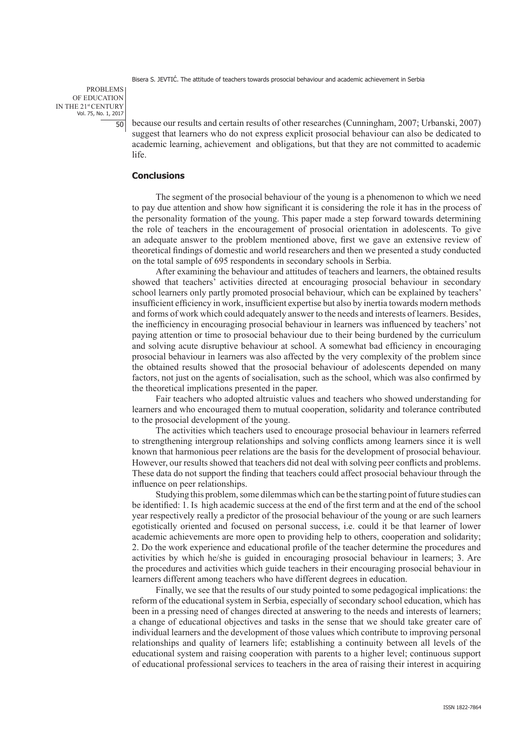because our results and certain results of other researches (Cunningham, 2007; Urbanski, 2007) suggest that learners who do not express explicit prosocial behaviour can also be dedicated to academic learning, achievement and obligations, but that they are not committed to academic life.

## Conclusions

The segment of the prosocial behaviour of the young is a phenomenon to which we need to pay due attention and show how significant it is considering the role it has in the process of the personality formation of the young. This paper made a step forward towards determining the role of teachers in the encouragement of prosocial orientation in adolescents. To give an adequate answer to the problem mentioned above, first we gave an extensive review of theoretical findings of domestic and world researchers and then we presented a study conducted on the total sample of 695 respondents in secondary schools in Serbia.

After examining the behaviour and attitudes of teachers and learners, the obtained results showed that teachers' activities directed at encouraging prosocial behaviour in secondary school learners only partly promoted prosocial behaviour, which can be explained by teachers' insufficient efficiency in work, insufficient expertise but also by inertia towards modern methods and forms of work which could adequately answer to the needs and interests of learners. Besides, the inefficiency in encouraging prosocial behaviour in learners was influenced by teachers' not paying attention or time to prosocial behaviour due to their being burdened by the curriculum and solving acute disruptive behaviour at school. A somewhat bad efficiency in encouraging prosocial behaviour in learners was also affected by the very complexity of the problem since the obtained results showed that the prosocial behaviour of adolescents depended on many factors, not just on the agents of socialisation, such as the school, which was also confirmed by the theoretical implications presented in the paper.

Fair teachers who adopted altruistic values and teachers who showed understanding for learners and who encouraged them to mutual cooperation, solidarity and tolerance contributed to the prosocial development of the young.

The activities which teachers used to encourage prosocial behaviour in learners referred to strengthening intergroup relationships and solving conflicts among learners since it is well known that harmonious peer relations are the basis for the development of prosocial behaviour. However, our results showed that teachers did not deal with solving peer conflicts and problems. These data do not support the finding that teachers could affect prosocial behaviour through the influence on peer relationships.

Studying this problem, some dilemmas which can be the starting point of future studies can be identified: 1. Is high academic success at the end of the first term and at the end of the school year respectively really a predictor of the prosocial behaviour of the young or are such learners egotistically oriented and focused on personal success, i.e. could it be that learner of lower academic achievements are more open to providing help to others, cooperation and solidarity; 2. Do the work experience and educational profile of the teacher determine the procedures and activities by which he/she is guided in encouraging prosocial behaviour in learners; 3. Are the procedures and activities which guide teachers in their encouraging prosocial behaviour in learners different among teachers who have different degrees in education.

Finally, we see that the results of our study pointed to some pedagogical implications: the reform of the educational system in Serbia, especially of secondary school education, which has been in a pressing need of changes directed at answering to the needs and interests of learners; a change of educational objectives and tasks in the sense that we should take greater care of individual learners and the development of those values which contribute to improving personal relationships and quality of learners life; establishing a continuity between all levels of the educational system and raising cooperation with parents to a higher level; continuous support of educational professional services to teachers in the area of raising their interest in acquiring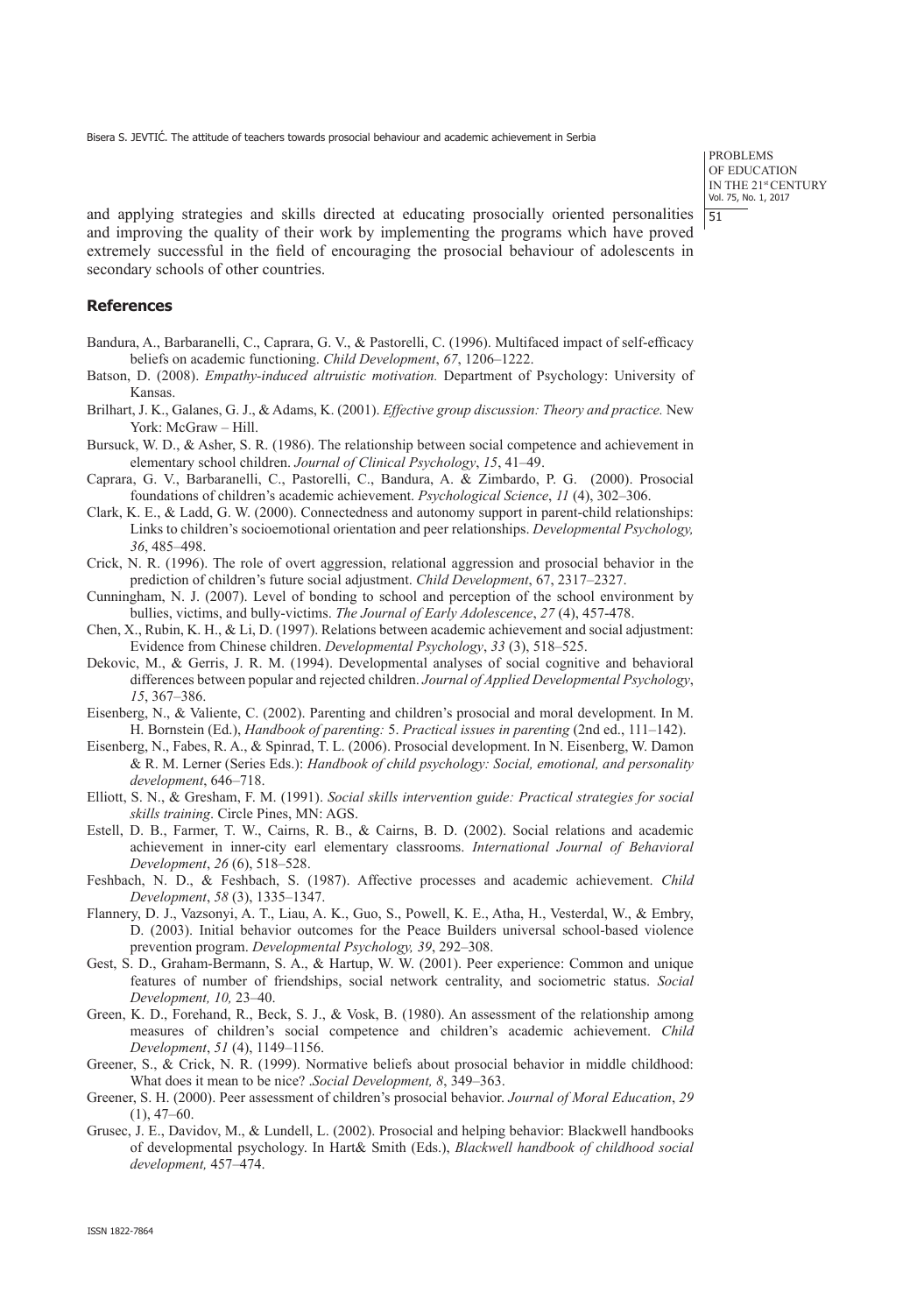and applying strategies and skills directed at educating prosocially oriented personalities and improving the quality of their work by implementing the programs which have proved extremely successful in the field of encouraging the prosocial behaviour of adolescents in secondary schools of other countries.

## References

Bandura, A., Barbaranelli, C., Caprara, G. V., & Pastorelli, C. (1996). Multifaced impact of self-efficacy beliefs on academic functioning. *Child Development*, *67*, 1206–1222.

Batson, D. (2008). *Empathy-induced altruistic motivation.* Department of Psychology: University of Kansas.

Brilhart, J. K., Galanes, G. J., & Adams, K. (2001). *Effective group discussion: Theory and practice.* New York: McGraw – Hill.

Bursuck, W. D., & Asher, S. R. (1986). The relationship between social competence and achievement in elementary school children. *Journal of Clinical Psychology*, *15*, 41–49.

Caprara, G. V., Barbaranelli, C., Pastorelli, C., Bandura, A. & Zimbardo, P. G. (2000). Prosocial foundations of children's academic achievement. *Psychological Science*, *11* (4), 302–306.

Clark, K. E., & Ladd, G. W. (2000). Connectedness and autonomy support in parent-child relationships: Links to children's socioemotional orientation and peer relationships. *Developmental Psychology, 36*, 485–498.

Crick, N. R. (1996). The role of overt aggression, relational aggression and prosocial behavior in the prediction of children's future social adjustment. *Child Development*, 67, 2317–2327.

Cunningham, N. J. (2007). Level of bonding to school and perception of the school environment by bullies, victims, and bully-victims. *The Journal of Early Adolescence*, *27* (4), 457-478.

Chen, X., Rubin, K. H., & Li, D. (1997). Relations between academic achievement and social adjustment: Evidence from Chinese children. *Developmental Psychology*, *33* (3), 518–525.

Dekovic, M., & Gerris, J. R. M. (1994). Developmental analyses of social cognitive and behavioral differences between popular and rejected children. *Journal of Applied Developmental Psychology*, *15*, 367–386.

Eisenberg, N., & Valiente, C. (2002). Parenting and children's prosocial and moral development. In M. H. Bornstein (Ed.), *Handbook of parenting:* 5. *Practical issues in parenting* (2nd ed., 111–142).

Eisenberg, N., Fabes, R. A., & Spinrad, T. L. (2006). Prosocial development. In N. Eisenberg, W. Damon & R. M. Lerner (Series Eds.): *Handbook of child psychology: Social, emotional, and personality development*, 646–718.

Elliott, S. N., & Gresham, F. M. (1991). *Social skills intervention guide: Practical strategies for social skills training*. Circle Pines, MN: AGS.

Estell, D. B., Farmer, T. W., Cairns, R. B., & Cairns, B. D. (2002). Social relations and academic achievement in inner-city earl elementary classrooms. *International Journal of Behavioral Development*, *26* (6), 518–528.

Feshbach, N. D., & Feshbach, S. (1987). Affective processes and academic achievement. *Child Development*, *58* (3), 1335–1347.

Flannery, D. J., Vazsonyi, A. T., Liau, A. K., Guo, S., Powell, K. E., Atha, H., Vesterdal, W., & Embry, D. (2003). Initial behavior outcomes for the Peace Builders universal school-based violence prevention program. *Developmental Psychology, 39*, 292–308.

Gest, S. D., Graham-Bermann, S. A., & Hartup, W. W. (2001). Peer experience: Common and unique features of number of friendships, social network centrality, and sociometric status. *Social Development, 10,* 23–40.

Green, K. D., Forehand, R., Beck, S. J., & Vosk, B. (1980). An assessment of the relationship among measures of children's social competence and children's academic achievement. *Child Development*, *51* (4), 1149–1156.

Greener, S., & Crick, N. R. (1999). Normative beliefs about prosocial behavior in middle childhood: What does it mean to be nice? *.Social Development, 8*, 349–363.

Greener, S. H. (2000). Peer assessment of children's prosocial behavior. *Journal of Moral Education*, *29* (1), 47–60.

Grusec, J. E., Davidov, M., & Lundell, L. (2002). Prosocial and helping behavior: Blackwell handbooks of developmental psychology. In Hart& Smith (Eds.), *Blackwell handbook of childhood social development,* 457–474.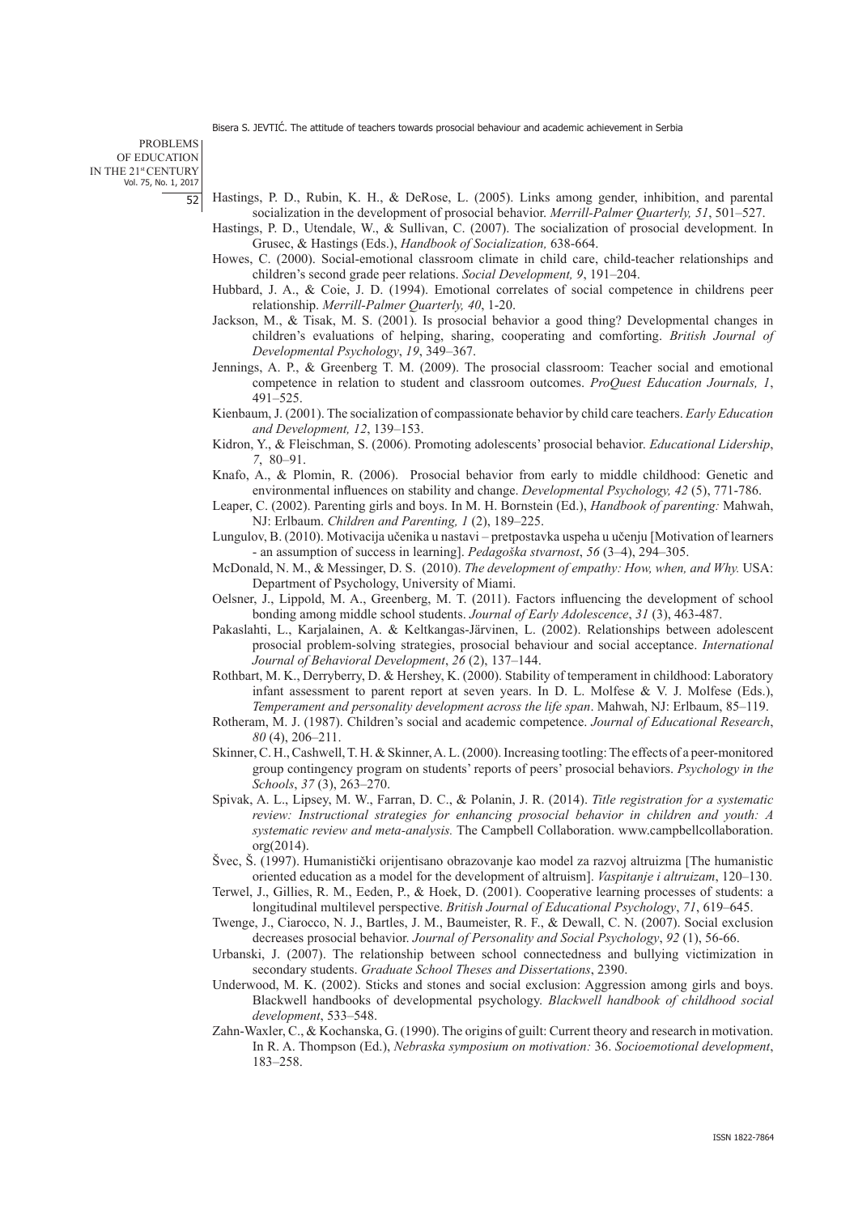Hastings, P. D., Rubin, K. H., & DeRose, L. (2005). Links among gender, inhibition, and parental socialization in the development of prosocial behavior. *Merrill-Palmer Quarterly, 51*, 501–527.

Hastings, P. D., Utendale, W., & Sullivan, C. (2007). The socialization of prosocial development. In Grusec, & Hastings (Eds.), *Handbook of Socialization,* 638-664.

Howes, C. (2000). Social-emotional classroom climate in child care, child-teacher relationships and children's second grade peer relations. *Social Development, 9*, 191–204.

Hubbard, J. A., & Coie, J. D. (1994). Emotional correlates of social competence in childrens peer relationship. *Merrill-Palmer Quarterly, 40*, 1-20.

Jackson, M., & Tisak, M. S. (2001). Is prosocial behavior a good thing? Developmental changes in children's evaluations of helping, sharing, cooperating and comforting. *British Journal of Developmental Psychology*, *19*, 349–367.

Jennings, A. P., & Greenberg T. M. (2009). The prosocial classroom: Teacher social and emotional competence in relation to student and classroom outcomes. *ProQuest Education Journals, 1*, 491–525.

Kienbaum, J. (2001). The socialization of compassionate behavior by child care teachers. *Early Education and Development, 12*, 139–153.

Kidron, Y., & Fleischman, S. (2006). Promoting adolescents' prosocial behavior. *Educational Lidership*, *7*, 80–91.

Knafo, A., & Plomin, R. (2006). Prosocial behavior from early to middle childhood: Genetic and environmental influences on stability and change. *Developmental Psychology, 42* (5), 771-786.

Leaper, C. (2002). Parenting girls and boys. In M. H. Bornstein (Ed.), *Handbook of parenting:* Mahwah, NJ: Erlbaum. *Children and Parenting, 1* (2), 189–225.

Lungulov, B. (2010). Motivacija učenika u nastavi – pretpostavka uspeha u učenju [Motivation of learners - an assumption of success in learning]. *Pedagoška stvarnost*, *56* (3–4), 294–305.

McDonald, N. M., & Messinger, D. S. (2010). *The development of empathy: How, when, and Why.* USA: Department of Psychology, University of Miami.

Oelsner, J., Lippold, M. A., Greenberg, M. T. (2011). Factors influencing the development of school bonding among middle school students. *Journal of Early Adolescence*, *31* (3), 463-487.

Pakaslahti, L., Karjalainen, A. & Keltkangas-Järvinen, L. (2002). Relationships between adolescent prosocial problem-solving strategies, prosocial behaviour and social acceptance. *International Journal of Behavioral Development*, *26* (2), 137–144.

Rothbart, M. K., Derryberry, D. & Hershey, K. (2000). Stability of temperament in childhood: Laboratory infant assessment to parent report at seven years. In D. L. Molfese & V. J. Molfese (Eds.), *Temperament and personality development across the life span*. Mahwah, NJ: Erlbaum, 85–119.

Rotheram, M. J. (1987). Children's social and academic competence. *Journal of Educational Research*, *80* (4), 206–211.

Skinner, C. H., Cashwell, T. H. & Skinner, A. L. (2000). Increasing tootling: The effects of a peer-monitored group contingency program on students' reports of peers' prosocial behaviors. *Psychology in the Schools*, *37* (3), 263–270.

Spivak, A. L., Lipsey, M. W., Farran, D. C., & Polanin, J. R. (2014). *Title registration for a systematic review: Instructional strategies for enhancing prosocial behavior in children and youth: A systematic review and meta-analysis.* The Campbell Collaboration. www.campbellcollaboration.org(2014).

Švec, Š. (1997). Humanistički orijentisano obrazovanje kao model za razvoj altruizma [The humanistic oriented education as a model for the development of altruism]. *Vaspitanje i altruizam*, 120–130.

Terwel, J., Gillies, R. M., Eeden, P., & Hoek, D. (2001). Cooperative learning processes of students: a longitudinal multilevel perspective. *British Journal of Educational Psychology*, *71*, 619–645.

Twenge, J., Ciarocco, N. J., Bartles, J. M., Baumeister, R. F., & Dewall, C. N. (2007). Social exclusion decreases prosocial behavior. *Journal of Personality and Social Psychology*, *92* (1), 56-66.

Urbanski, J. (2007). The relationship between school connectedness and bullying victimization in secondary students. *Graduate School Theses and Dissertations*, 2390.

Underwood, M. K. (2002). Sticks and stones and social exclusion: Aggression among girls and boys. Blackwell handbooks of developmental psychology. *Blackwell handbook of childhood social development*, 533–548.

Zahn-Waxler, C., & Kochanska, G. (1990). The origins of guilt: Current theory and research in motivation. In R. A. Thompson (Ed.), *Nebraska symposium on motivation:* 36. *Socioemotional development*, 183–258.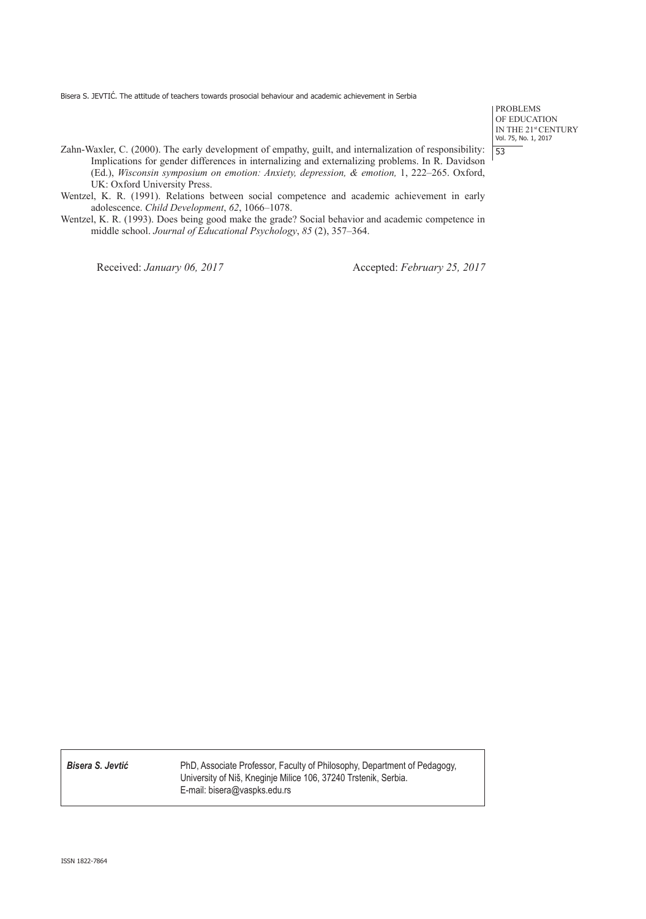Zahn-Waxler, C. (2000). The early development of empathy, guilt, and internalization of responsibility: Implications for gender differences in internalizing and externalizing problems. In R. Davidson (Ed.), *Wisconsin symposium on emotion: Anxiety, depression, & emotion,* 1, 222–265. Oxford, UK: Oxford University Press.

Wentzel, K. R. (1991). Relations between social competence and academic achievement in early adolescence. *Child Development*, *62*, 1066–1078.

Wentzel, K. R. (1993). Does being good make the grade? Social behavior and academic competence in middle school. *Journal of Educational Psychology*, *85* (2), 357–364.

Received: *January 06, 2017* Accepted: *February 25, 2017*

| | |
|---|---|
| ***Bisera S. Jevtić*** | PhD, Associate Professor, Faculty of Philosophy, Department of Pedagogy, University of Niš, Kneginje Milice 106, 37240 Trstenik, Serbia. E-mail: bisera@vaspks.edu.rs |